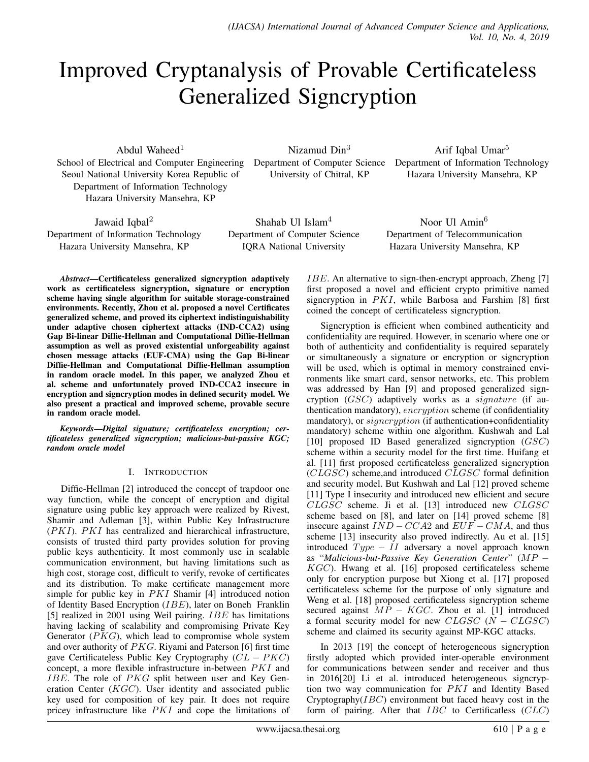# Improved Cryptanalysis of Provable Certificateless Generalized Signcryption

Abdul Waheed[1]
School of Electrical and Computer Engineering
Seoul National University Korea Republic of
Department of Information Technology
Hazara University Mansehra, KP

Nizamud Din[3]
Department of Computer Science
University of Chitral, KP

Arif Iqbal Umar[5]
Department of Information Technology
Hazara University Mansehra, KP

Jawaid Iqbal[2]
Department of Information Technology
Hazara University Mansehra, KP

Shahab Ul Islam[4]
Department of Computer Science
IQRA National University

Noor Ul Amin[6]
Department of Telecommunication
Hazara University Mansehra, KP

***Abstract*—Certificateless generalized signcryption adaptively work as certificateless signcryption, signature or encryption scheme having single algorithm for suitable storage-constrained environments. Recently, Zhou et al. proposed a novel Certificates generalized scheme, and proved its ciphertext indistinguishability under adaptive chosen ciphertext attacks (IND-CCA2) using Gap Bi-linear Diffie-Hellman and Computational Diffie-Hellman assumption as well as proved existential unforgeability against chosen message attacks (EUF-CMA) using the Gap Bi-linear Diffie-Hellman and Computational Diffie-Hellman assumption in random oracle model. In this paper, we analyzed Zhou et al. scheme and unfortunately proved IND-CCA2 insecure in encryption and signcryption modes in defined security model. We also present a practical and improved scheme, provable secure in random oracle model.**

***Keywords*—Digital signature; certificateless encryption; certificateless generalized signcryption; malicious-but-passive KGC; random oracle model**

## I. Introduction

Diffie-Hellman [2] introduced the concept of trapdoor one way function, while the concept of encryption and digital signature using public key approach were realized by Rivest, Shamir and Adleman [3], within Public Key Infrastructure ($PKI$). $PKI$ has centralized and hierarchical infrastructure, consists of trusted third party provides solution for proving public keys authenticity. It most commonly use in scalable communication environment, but having limitations such as high cost, storage cost, difficult to verify, revoke of certificates and its distribution. To make certificate management more simple for public key in $PKI$ Shamir [4] introduced notion of Identity Based Encryption ($IBE$), later on Boneh Franklin [5] realized in 2001 using Weil pairing. $IBE$ has limitations having lacking of scalability and compromising Private Key Generator ($PKG$), which lead to compromise whole system and over authority of $PKG$. Riyami and Paterson [6] first time gave Certificateless Public Key Cryptography ($CL-PKC$) concept, a more flexible infrastructure in-between $PKI$ and $IBE$. The role of $PKG$ split between user and Key Generation Center ($KGC$). User identity and associated public key used for composition of key pair. It does not require pricey infrastructure like $PKI$ and cope the limitations of $IBE$. An alternative to sign-then-encrypt approach, Zheng [7] first proposed a novel and efficient crypto primitive named signcryption in $PKI$, while Barbosa and Farshim [8] first coined the concept of certificateless signcryption.

Signcryption is efficient when combined authenticity and confidentiality are required. However, in scenario where one or both of authenticity and confidentiality is required separately or simultaneously a signature or encryption or signcryption will be used, which is optimal in memory constrained environments like smart card, sensor networks, etc. This problem was addressed by Han [9] and proposed generalized signcryption ($GSC$) adaptively works as a $signature$ (if authentication mandatory), $encryption$ scheme (if confidentiality mandatory), or $signcryption$ (if authentication+confidentiality mandatory) scheme within one algorithm. Kushwah and Lal [10] proposed ID Based generalized signcryption ($GSC$) scheme within a security model for the first time. Huifang et al. [11] first proposed certificateless generalized signcryption ($CLGSC$) scheme,and introduced $CLGSC$ formal definition and security model. But Kushwah and Lal [12] proved scheme [11] Type I insecurity and introduced new efficient and secure $CLGSC$ scheme. Ji et al. [13] introduced new $CLGSC$ scheme based on [8], and later on [14] proved scheme [8] insecure against $IND-CCA2$ and $EUF-CMA$, and thus scheme [13] insecurity also proved indirectly. Au et al. [15] introduced $Type-II$ adversary a novel approach known as "*Malicious-but-Passive Key Generation Center*" ($MP-KGC$). Hwang et al. [16] proposed certificateless scheme only for encryption purpose but Xiong et al. [17] proposed certificateless scheme for the purpose of only signature and Weng et al. [18] proposed certificateless signcryption scheme secured against $MP-KGC$. Zhou et al. [1] introduced a formal security model for new $CLGSC$ ($N-CLGSC$) scheme and claimed its security against MP-KGC attacks.

In 2013 [19] the concept of heterogeneous signcryption firstly adopted which provided inter-operable environment for communications between sender and receiver and thus in 2016[20] Li et al. introduced heterogeneous signcryption two way communication for $PKI$ and Identity Based Cryptography($IBC$) environment but faced heavy cost in the form of pairing. After that $IBC$ to Certificatless ($CLC$)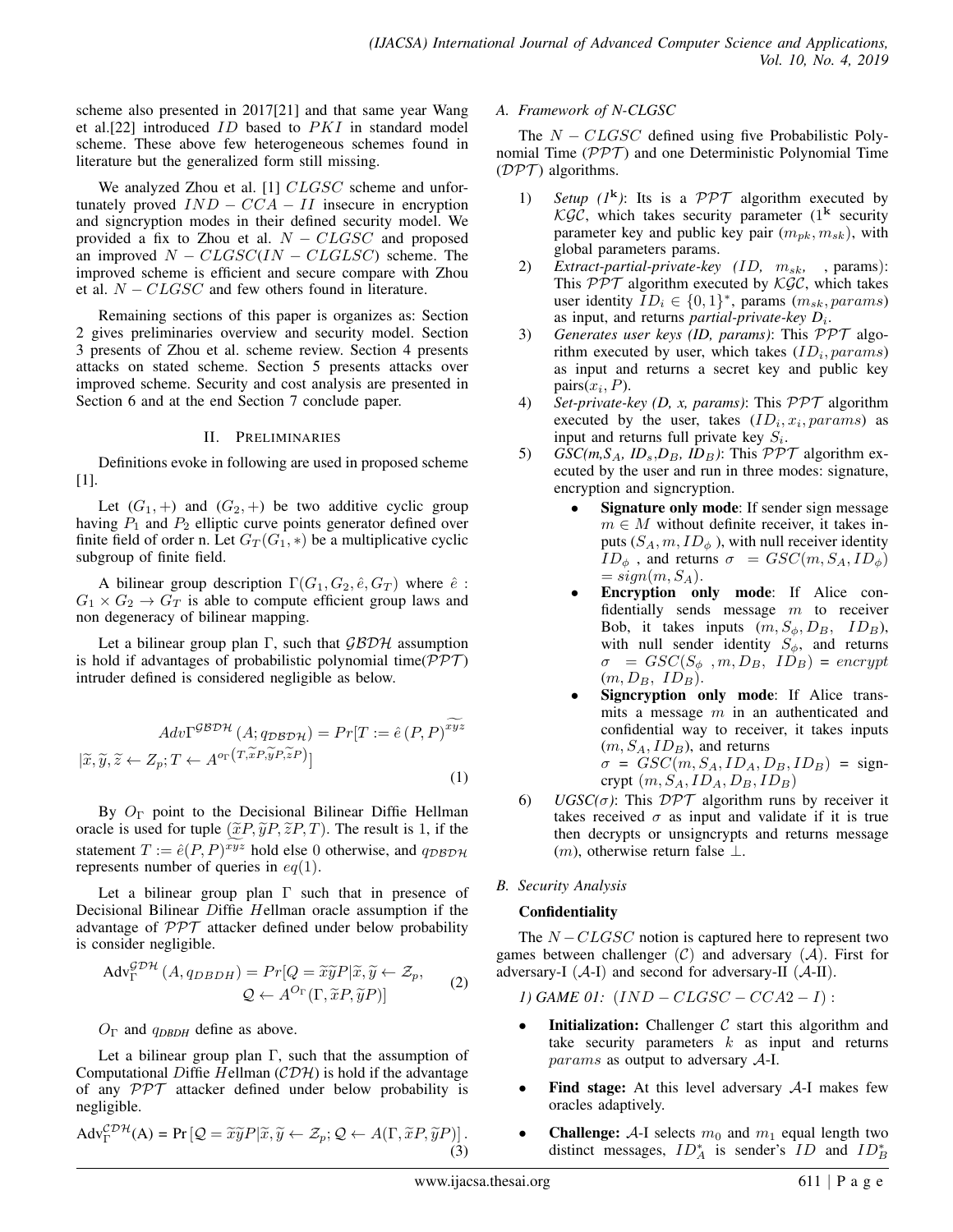scheme also presented in 2017[21] and that same year Wang et al.[22] introduced $ID$ based to $PKI$ in standard model scheme. These above few heterogeneous schemes found in literature but the generalized form still missing.

We analyzed Zhou et al. [1] $CLGSC$ scheme and unfortunately proved $IND-CCA-II$ insecure in encryption and signcryption modes in their defined security model. We provided a fix to Zhou et al. $N-CLGSC$ and proposed an improved $N-CLGSC(IN-CLGLSC)$ scheme. The improved scheme is efficient and secure compare with Zhou et al. $N-CLGSC$ and few others found in literature.

Remaining sections of this paper is organizes as: Section 2 gives preliminaries overview and security model. Section 3 presents of Zhou et al. scheme review. Section 4 presents attacks on stated scheme. Section 5 presents attacks over improved scheme. Security and cost analysis are presented in Section 6 and at the end Section 7 conclude paper.

## II. PRELIMINARIES

Definitions evoke in following are used in proposed scheme [1].

Let $(G_1,+)$ and $(G_2,+)$ be two additive cyclic group having $P_1$ and $P_2$ elliptic curve points generator defined over finite field of order n. Let $G_T(G_1,*)$ be a multiplicative cyclic subgroup of finite field.

A bilinear group description $\Gamma(G_1,G_2,\hat{e},G_T)$ where $\hat{e}: G_1 \times G_2 \rightarrow G_T$ is able to compute efficient group laws and non degeneracy of bilinear mapping.

Let a bilinear group plan $\Gamma$, such that $\mathcal{GBDH}$ assumption is hold if advantages of probabilistic polynomial time($\mathcal{PPT}$) intruder defined is considered negligible as below.

$$Adv\Gamma^{\mathcal{GBDH}}(A;q_{\mathcal{DBDH}}) = Pr[T := \hat{e}(P,P)^{\widetilde{xyz}} \\ |\widetilde{x},\widetilde{y},\widetilde{z} \leftarrow Z_p; T \leftarrow A^{o_\Gamma\left(T,\widetilde{x}P,\widetilde{y}P,\widetilde{z}P\right)}] \tag{1}$$

By $O_\Gamma$ point to the Decisional Bilinear Diffie Hellman oracle is used for tuple $(\widetilde{x}P,\widetilde{y}P,\widetilde{z}P,T)$. The result is 1, if the statement $T := \hat{e}(P,P)^{xyz}$ hold else 0 otherwise, and $q_{\mathcal{DBDH}}$ represents number of queries in $eq(1)$.

Let a bilinear group plan $\Gamma$ such that in presence of Decisional Bilinear *D*iffie *H*ellman oracle assumption if the advantage of $\mathcal{PPT}$ attacker defined under below probability is consider negligible.

$$\text{Adv}_{\Gamma}^{\mathcal{GDH}}(A,q_{DBDH}) = Pr[Q = \widetilde{x}\widetilde{y}P|\widetilde{x},\widetilde{y} \leftarrow \mathcal{Z}_p, \\ \mathcal{Q} \leftarrow A^{O_\Gamma}(\Gamma,\widetilde{x}P,\widetilde{y}P)] \tag{2}$$

$O_\Gamma$ and $q_{DBDH}$ define as above.

Let a bilinear group plan $\Gamma$, such that the assumption of Computational *D*iffie *H*ellman ($\mathcal{CDH}$) is hold if the advantage of any $\mathcal{PPT}$ attacker defined under below probability is negligible.

$$\text{Adv}_{\Gamma}^{\mathcal{CDH}}(\text{A}) = \Pr\left[\mathcal{Q} = \widetilde{x}\widetilde{y}P|\widetilde{x},\widetilde{y} \leftarrow \mathcal{Z}_p; \mathcal{Q} \leftarrow A(\Gamma,\widetilde{x}P,\widetilde{y}P)\right]. \tag{3}$$

### A. Framework of N-CLGSC

The $N-CLGSC$ defined using five Probabilistic Polynomial Time ($\mathcal{PPT}$) and one Deterministic Polynomial Time ($\mathcal{DPT}$) algorithms.

1) *Setup ($1^{\mathbf{k}}$)*: Its is a $\mathcal{PPT}$ algorithm executed by $\mathcal{KGC}$, which takes security parameter ($1^{\mathbf{k}}$ security parameter key and public key pair $(m_{pk},m_{sk})$, with global parameters params.
2) *Extract-partial-private-key ($ID$, $m_{sk}$, , params)*: This $\mathcal{PPT}$ algorithm executed by $\mathcal{KGC}$, which takes user identity $ID_i \in \{0,1\}^*$, params $(m_{sk},params)$ as input, and returns *partial-private-key* $D_i$.
3) *Generates user keys (ID, params)*: This $\mathcal{PPT}$ algorithm executed by user, which takes $(ID_i,params)$ as input and returns a secret key and public key pairs$(x_i,P)$.
4) *Set-private-key (D, x, params)*: This $\mathcal{PPT}$ algorithm executed by the user, takes $(ID_i,x_i,params)$ as input and returns full private key $S_i$.
5) *GSC(m,$S_A$, $ID_s$,$D_B$, $ID_B$)*: This $\mathcal{PPT}$ algorithm executed by the user and run in three modes: signature, encryption and signcryption.
   - **Signature only mode**: If sender sign message $m \in M$ without definite receiver, it takes inputs $(S_A,m,ID_\phi)$, with null receiver identity $ID_\phi$ , and returns $\sigma = GSC(m,S_A,ID_\phi) = sign(m,S_A)$.
   - **Encryption only mode**: If Alice confidentially sends message $m$ to receiver Bob, it takes inputs $(m,S_\phi,D_B,\ ID_B)$, with null sender identity $S_\phi$, and returns $\sigma = GSC(S_\phi\ ,m,D_B,\ ID_B) = encrypt\ (m,D_B,\ ID_B)$.
   - **Signcryption only mode**: If Alice transmits a message $m$ in an authenticated and confidential way to receiver, it takes inputs $(m,S_A,ID_B)$, and returns $\sigma = GSC(m,S_A,ID_A,D_B,ID_B)$ = signcrypt $(m,S_A,ID_A,D_B,ID_B)$
6) *UGSC($\sigma$)*: This $\mathcal{DPT}$ algorithm runs by receiver it takes received $\sigma$ as input and validate if it is true then decrypts or unsigncrypts and returns message $(m)$, otherwise return false $\perp$.

### B. Security Analysis

**Confidentiality**

The $N-CLGSC$ notion is captured here to represent two games between challenger ($\mathcal{C}$) and adversary ($\mathcal{A}$). First for adversary-I ($\mathcal{A}$-I) and second for adversary-II ($\mathcal{A}$-II).

*1) GAME 01: $(IND-CLGSC-CCA2-I)$ :*

- **Initialization:** Challenger $\mathcal{C}$ start this algorithm and take security parameters $k$ as input and returns $params$ as output to adversary $\mathcal{A}$-I.
- **Find stage:** At this level adversary $\mathcal{A}$-I makes few oracles adaptively.
- **Challenge:** $\mathcal{A}$-I selects $m_0$ and $m_1$ equal length two distinct messages, $ID_A^*$ is sender's $ID$ and $ID_B^*$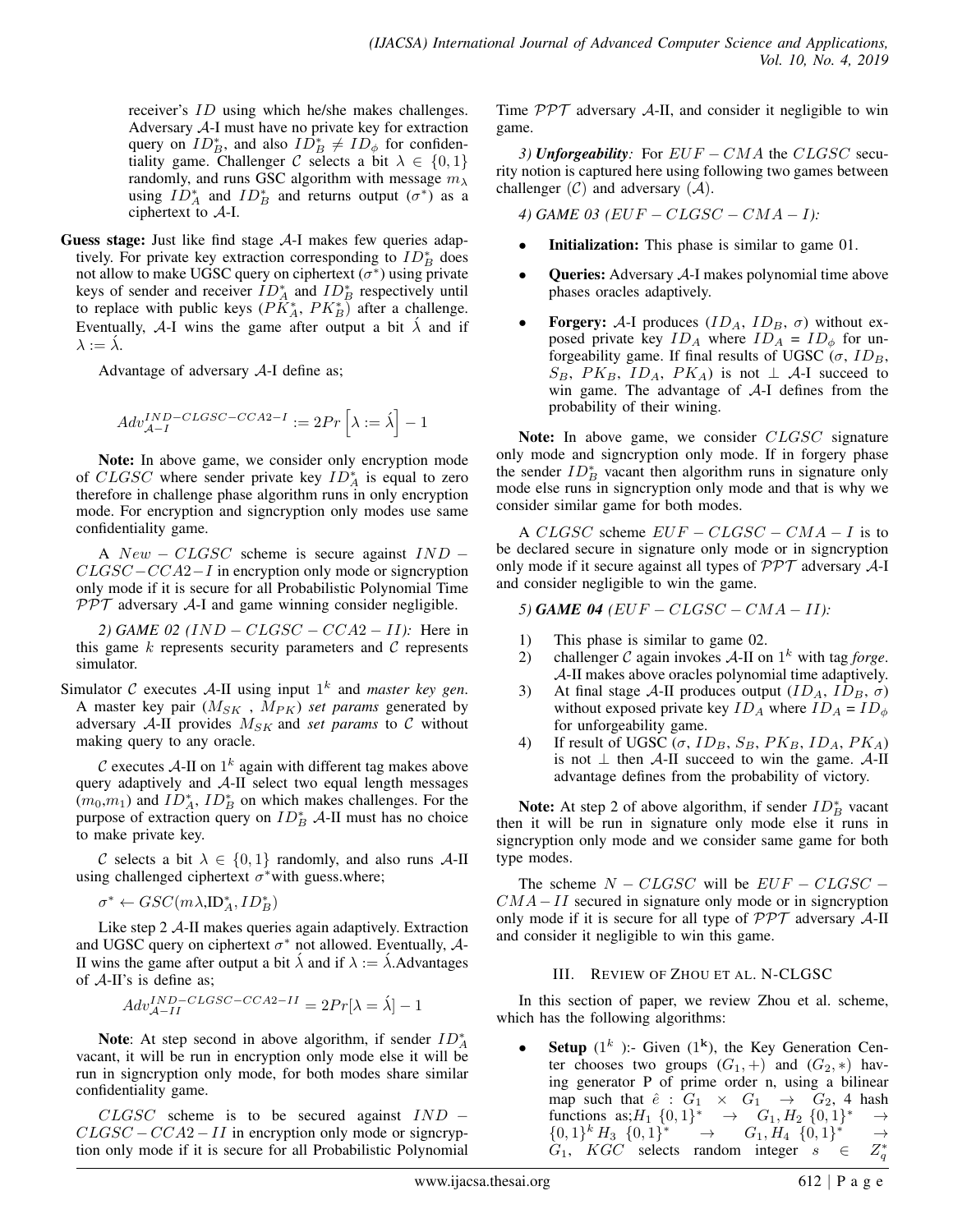receiver's $ID$ using which he/she makes challenges. Adversary $\mathcal{A}$-I must have no private key for extraction query on $ID_B^*$, and also $ID_B^* \neq ID_\phi$ for confidentiality game. Challenger $\mathcal{C}$ selects a bit $\lambda \in \{0,1\}$ randomly, and runs GSC algorithm with message $m_\lambda$ using $ID_A^*$ and $ID_B^*$ and returns output ($\sigma^*$) as a ciphertext to $\mathcal{A}$-I.

**Guess stage:** Just like find stage $\mathcal{A}$-I makes few queries adaptively. For private key extraction corresponding to $ID_B^*$ does not allow to make UGSC query on ciphertext ($\sigma^*$) using private keys of sender and receiver $ID_A^*$ and $ID_B^*$ respectively until to replace with public keys ($PK_A^*$, $PK_B^*$) after a challenge. Eventually, $\mathcal{A}$-I wins the game after output a bit $\acute{\lambda}$ and if $\lambda := \acute{\lambda}$.

Advantage of adversary $\mathcal{A}$-I define as;

$$Adv_{\mathcal{A}-I}^{IND-CLGSC-CCA2-I} := 2Pr\left[\lambda := \acute{\lambda}\right] - 1$$

**Note:** In above game, we consider only encryption mode of $CLGSC$ where sender private key $ID_A^*$ is equal to zero therefore in challenge phase algorithm runs in only encryption mode. For encryption and signcryption only modes use same confidentiality game.

A $New - CLGSC$ scheme is secure against $IND - CLGSC - CCA2 - I$ in encryption only mode or signcryption only mode if it is secure for all Probabilistic Polynomial Time $\mathcal{PPT}$ adversary $\mathcal{A}$-I and game winning consider negligible.

*2) GAME 02 ($IND - CLGSC - CCA2 - II$):* Here in this game $k$ represents security parameters and $\mathcal{C}$ represents simulator.

Simulator $\mathcal{C}$ executes $\mathcal{A}$-II using input $1^k$ and *master key gen*. A master key pair ($M_{SK}$ , $M_{PK}$) *set params* generated by adversary $\mathcal{A}$-II provides $M_{SK}$ and *set params* to $\mathcal{C}$ without making query to any oracle.

$\mathcal{C}$ executes $\mathcal{A}$-II on $1^k$ again with different tag makes above query adaptively and $\mathcal{A}$-II select two equal length messages ($m_0$,$m_1$) and $ID_A^*$, $ID_B^*$ on which makes challenges. For the purpose of extraction query on $ID_B^*$ $\mathcal{A}$-II must has no choice to make private key.

$\mathcal{C}$ selects a bit $\lambda \in \{0,1\}$ randomly, and also runs $\mathcal{A}$-II using challenged ciphertext $\sigma^*$with guess.where;

$\sigma^* \leftarrow GSC(m\lambda,\text{ID}_A^*, ID_B^*)$

Like step 2 $\mathcal{A}$-II makes queries again adaptively. Extraction and UGSC query on ciphertext $\sigma^*$ not allowed. Eventually, $\mathcal{A}$-II wins the game after output a bit $\acute{\lambda}$ and if $\lambda := \acute{\lambda}$.Advantages of $\mathcal{A}$-II's is define as;

$$Adv_{\mathcal{A}-II}^{IND-CLGSC-CCA2-II} = 2Pr[\lambda = \acute{\lambda}] - 1$$

**Note**: At step second in above algorithm, if sender $ID_A^*$ vacant, it will be run in encryption only mode else it will be run in signcryption only mode, for both modes share similar confidentiality game.

$CLGSC$ scheme is to be secured against $IND - CLGSC - CCA2 - II$ in encryption only mode or signcryption only mode if it is secure for all Probabilistic Polynomial Time $\mathcal{PPT}$ adversary $\mathcal{A}$-II, and consider it negligible to win game.

*3) **Unforgeability**:* For $EUF - CMA$ the $CLGSC$ security notion is captured here using following two games between challenger ($\mathcal{C}$) and adversary ($\mathcal{A}$).

*4) GAME 03 ($EUF - CLGSC - CMA - I$):*

- **Initialization:** This phase is similar to game 01.
- **Queries:** Adversary $\mathcal{A}$-I makes polynomial time above phases oracles adaptively.
- **Forgery:** $\mathcal{A}$-I produces ($ID_A$, $ID_B$, $\sigma$) without exposed private key $ID_A$ where $ID_A$ = $ID_\phi$ for unforgeability game. If final results of UGSC ($\sigma$, $ID_B$, $S_B$, $PK_B$, $ID_A$, $PK_A$) is not $\perp$ $\mathcal{A}$-I succeed to win game. The advantage of $\mathcal{A}$-I defines from the probability of their wining.

**Note:** In above game, we consider $CLGSC$ signature only mode and signcryption only mode. If in forgery phase the sender $ID_B^*$ vacant then algorithm runs in signature only mode else runs in signcryption only mode and that is why we consider similar game for both modes.

A $CLGSC$ scheme $EUF - CLGSC - CMA - I$ is to be declared secure in signature only mode or in signcryption only mode if it secure against all types of $\mathcal{PPT}$ adversary $\mathcal{A}$-I and consider negligible to win the game.

*5) **GAME 04** ($EUF - CLGSC - CMA - II$):*

1) This phase is similar to game 02.
2) challenger $\mathcal{C}$ again invokes $\mathcal{A}$-II on $1^k$ with tag *forge*. $\mathcal{A}$-II makes above oracles polynomial time adaptively.
3) At final stage $\mathcal{A}$-II produces output ($ID_A$, $ID_B$, $\sigma$) without exposed private key $ID_A$ where $ID_A$ = $ID_\phi$ for unforgeability game.
4) If result of UGSC ($\sigma$, $ID_B$, $S_B$, $PK_B$, $ID_A$, $PK_A$) is not $\perp$ then $\mathcal{A}$-II succeed to win the game. $\mathcal{A}$-II advantage defines from the probability of victory.

**Note:** At step 2 of above algorithm, if sender $ID_B^*$ vacant then it will be run in signature only mode else it runs in signcryption only mode and we consider same game for both type modes.

The scheme $N - CLGSC$ will be $EUF - CLGSC - CMA - II$ secured in signature only mode or in signcryption only mode if it is secure for all type of $\mathcal{PPT}$ adversary $\mathcal{A}$-II and consider it negligible to win this game.

## III. Review of Zhou et al. N-CLGSC

In this section of paper, we review Zhou et al. scheme, which has the following algorithms:

- **Setup** ($1^k$ ):- Given ($1^{\mathbf{k}}$), the Key Generation Center chooses two groups ($G_1$, +) and ($G_2$, ∗) having generator P of prime order n, using a bilinear map such that $\hat{e} : G_1 \times G_1 \rightarrow G_2$, 4 hash functions as;$H_1$ $\{0,1\}^* \rightarrow G_1, H_2$ $\{0,1\}^* \rightarrow \{0,1\}^k H_3$ $\{0,1\}^* \rightarrow G_1, H_4$ $\{0,1\}^* \rightarrow G_1$, $KGC$ selects random integer $s \in Z_q^*$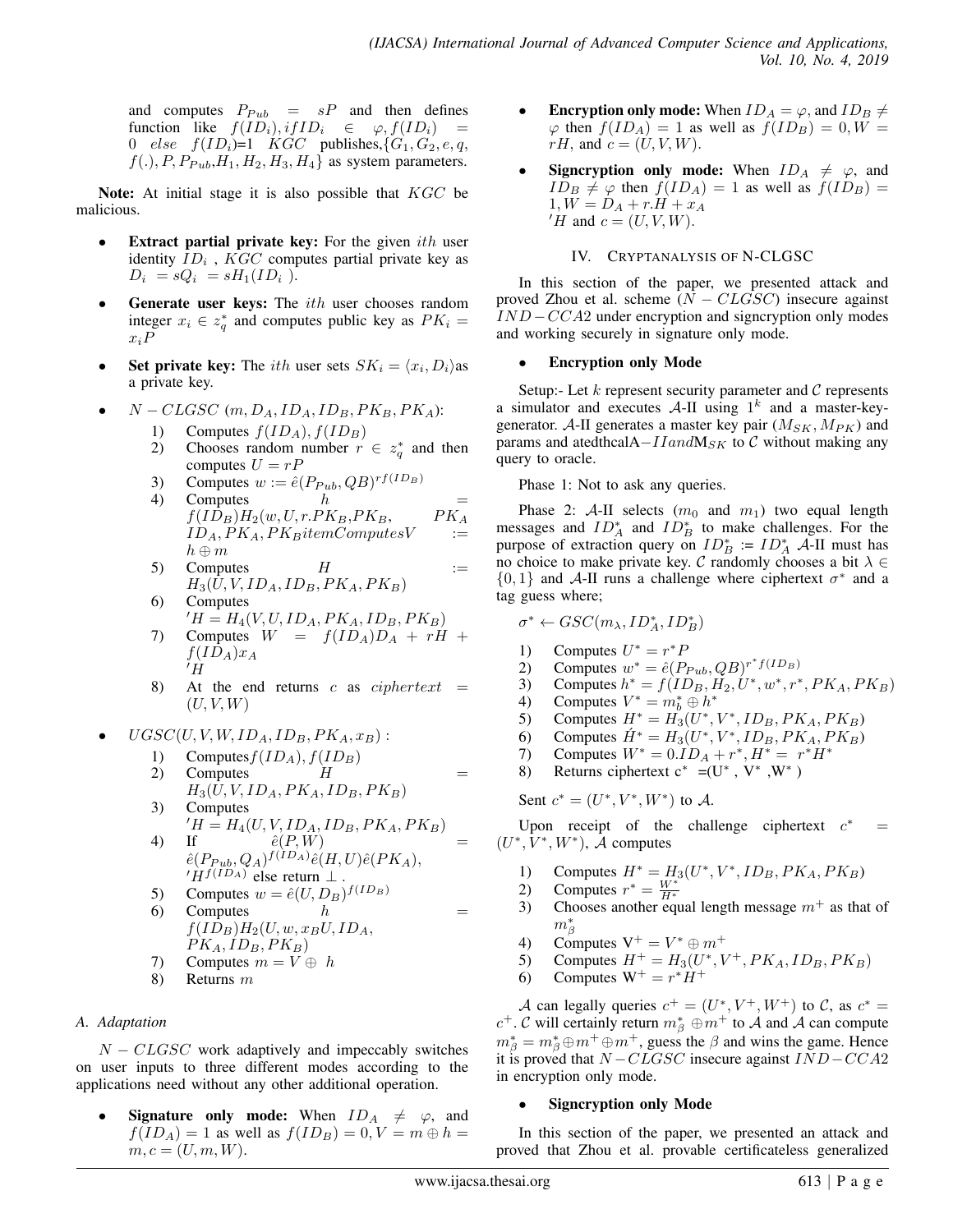and computes $P_{Pub} = sP$ and then defines function like $f(ID_i), if ID_i \in \varphi, f(ID_i) = 0$ $else$ $f(ID_i)$=1 $KGC$ publishes,$\{G_1, G_2, e, q, f(.), P, P_{Pub}, H_1, H_2, H_3, H_4\}$ as system parameters.

**Note:** At initial stage it is also possible that $KGC$ be malicious.

- **Extract partial private key:** For the given $ith$ user identity $ID_i$ , $KGC$ computes partial private key as $D_i = sQ_i = sH_1(ID_i)$.
- **Generate user keys:** The $ith$ user chooses random integer $x_i \in z_q^*$ and computes public key as $PK_i = x_i P$
- **Set private key:** The $ith$ user sets $SK_i = \langle x_i, D_i \rangle$as a private key.
- $N - CLGSC$ $(m, D_A, ID_A, ID_B, PK_B, PK_A)$:
  1) Computes $f(ID_A), f(ID_B)$
  2) Chooses random number $r \in z_q^*$ and then computes $U = rP$
  3) Computes $w := \hat{e}(P_{Pub}, QB)^{rf(ID_B)}$
  4) Computes $h = f(ID_B)H_2(w, U, r.PK_B, PK_B, PK_A ID_A, PK_A, PK_B itemComputes V := h \oplus m$
  5) Computes $H := H_3(U, V, ID_A, ID_B, PK_A, PK_B)$
  6) Computes $'H = H_4(V, U, ID_A, PK_A, ID_B, PK_B)$
  7) Computes $W = f(ID_A)D_A + rH + f(ID_A)x_A 'H$
  8) At the end returns $c$ as $ciphertext = (U, V, W)$
- $UGSC(U, V, W, ID_A, ID_B, PK_A, x_B)$ :
  1) Computes$f(ID_A), f(ID_B)$
  2) Computes $H = H_3(U, V, ID_A, PK_A, ID_B, PK_B)$
  3) Computes $'H = H_4(U, V, ID_A, ID_B, PK_A, PK_B)$
  4) If $\hat{e}(P, W) = \hat{e}(P_{Pub}, Q_A)^{f(ID_A)}\hat{e}(H, U)\hat{e}(PK_A), 'H^{f(ID_A)}$ else return $\perp$ .
  5) Computes $w = \hat{e}(U, D_B)^{f(ID_B)}$
  6) Computes $h = f(ID_B)H_2(U, w, x_B U, ID_A, PK_A, ID_B, PK_B)$
  7) Computes $m = V \oplus h$
  8) Returns $m$

### A. Adaptation

$N - CLGSC$ work adaptively and impeccably switches on user inputs to three different modes according to the applications need without any other additional operation.

- **Signature only mode:** When $ID_A \neq \varphi$, and $f(ID_A) = 1$ as well as $f(ID_B) = 0, V = m \oplus h = m, c = (U, m, W)$.
- **Encryption only mode:** When $ID_A = \varphi$, and $ID_B \neq \varphi$ then $f(ID_A) = 1$ as well as $f(ID_B) = 0, W = rH$, and $c = (U, V, W)$.
- **Signcryption only mode:** When $ID_A \neq \varphi$, and $ID_B \neq \varphi$ then $f(ID_A) = 1$ as well as $f(ID_B) = 1, W = D_A + r.H + x_A$ $'H$ and $c = (U, V, W)$.

## IV. Cryptanalysis of N-CLGSC

In this section of the paper, we presented attack and proved Zhou et al. scheme ($N - CLGSC$) insecure against $IND-CCA2$ under encryption and signcryption only modes and working securely in signature only mode.

- **Encryption only Mode**

Setup:- Let $k$ represent security parameter and $\mathcal{C}$ represents a simulator and executes $\mathcal{A}$-II using $1^k$ and a master-key-generator. $\mathcal{A}$-II generates a master key pair $(M_{SK}, M_{PK})$ and params and atedthcalA$-II and$M$_{SK}$ to $\mathcal{C}$ without making any query to oracle.

Phase 1: Not to ask any queries.

Phase 2: $\mathcal{A}$-II selects ($m_0$ and $m_1$) two equal length messages and $ID_A^*$ and $ID_B^*$ to make challenges. For the purpose of extraction query on $ID_B^* := ID_A^*$ $\mathcal{A}$-II must has no choice to make private key. $\mathcal{C}$ randomly chooses a bit $\lambda \in \{0, 1\}$ and $\mathcal{A}$-II runs a challenge where ciphertext $\sigma^*$ and a tag guess where;

$\sigma^* \leftarrow GSC(m_\lambda, ID_A^*, ID_B^*)$

1) Computes $U^* = r^*P$
2) Computes $w^* = \hat{e}(P_{Pub}, QB)^{r^* f(ID_B)}$
3) Computes $h^* = f(ID_B, H_2, U^*, w^*, r^*, PK_A, PK_B)$
4) Computes $V^* = m_b^* \oplus h^*$
5) Computes $H^* = H_3(U^*, V^*, ID_B, PK_A, PK_B)$
6) Computes $\acute{H}^* = H_3(U^*, V^*, ID_B, PK_A, PK_B)$
7) Computes $W^* = 0.ID_A + r^*, H^* = r^*H^*$
8) Returns ciphertext c$^*$ =(U$^*$ , V$^*$ ,W$^*$ )

Sent $c^* = (U^*, V^*, W^*)$ to $\mathcal{A}$.

Upon receipt of the challenge ciphertext $c^* = (U^*, V^*, W^*)$, $\mathcal{A}$ computes

1) Computes $H^* = H_3(U^*, V^*, ID_B, PK_A, PK_B)$
2) Computes $r^* = \frac{W^*}{H^*}$
3) Chooses another equal length message $m^+$ as that of $m_\beta^*$
4) Computes V$^+ = V^* \oplus m^+$
5) Computes $H^+ = H_3(U^*, V^+, PK_A, ID_B, PK_B)$
6) Computes W$^+ = r^* H^+$

$\mathcal{A}$ can legally queries $c^+ = (U^*, V^+, W^+)$ to $\mathcal{C}$, as $c^* = c^+$. $\mathcal{C}$ will certainly return $m_\beta^* \oplus m^+$ to $\mathcal{A}$ and $\mathcal{A}$ can compute $m_\beta^* = m_\beta^* \oplus m^+ \oplus m^+$, guess the $\beta$ and wins the game. Hence it is proved that $N-CLGSC$ insecure against $IND-CCA2$ in encryption only mode.

- **Signcryption only Mode**

In this section of the paper, we presented an attack and proved that Zhou et al. provable certificateless generalized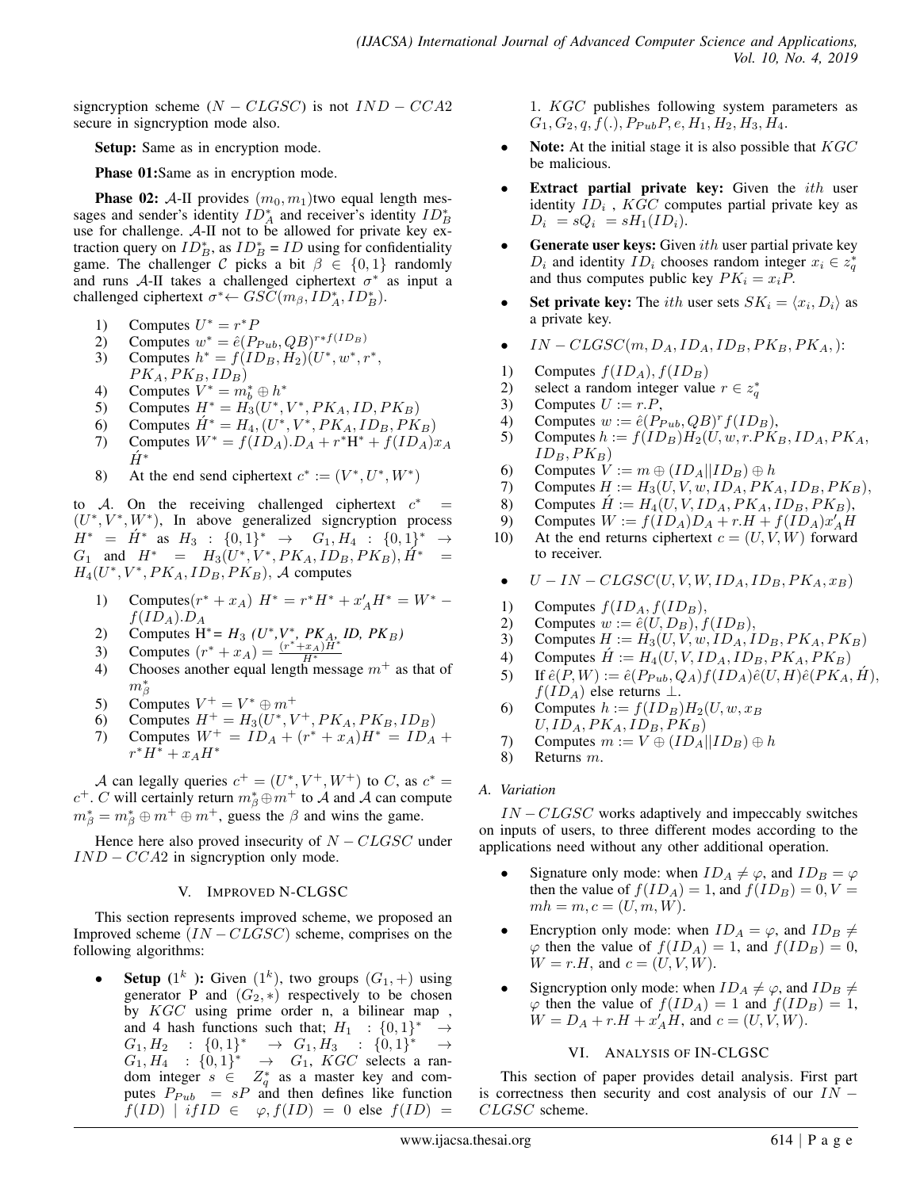signcryption scheme ($N - CLGSC$) is not $IND - CCA2$ secure in signcryption mode also.

**Setup:** Same as in encryption mode.

**Phase 01:** Same as in encryption mode.

**Phase 02:** $\mathcal{A}$-II provides $(m_0, m_1)$two equal length messages and sender's identity $ID^*_A$ and receiver's identity $ID^*_B$ use for challenge. $\mathcal{A}$-II not to be allowed for private key extraction query on $ID^*_B$, as $ID^*_B = ID$ using for confidentiality game. The challenger $\mathcal{C}$ picks a bit $\beta \in \{0, 1\}$ randomly and runs $\mathcal{A}$-II takes a challenged ciphertext $\sigma^*$ as input a challenged ciphertext $\sigma^* \leftarrow GSC(m_\beta, ID^*_A, ID^*_B)$.

1) Computes $U^* = r^*P$
2) Computes $w^* = \hat{e}(P_{Pub}, QB)^{r*f(ID_B)}$
3) Computes $h^* = f(ID_B, H_2)(U^*, w^*, r^*, PK_A, PK_B, ID_B)$
4) Computes $V^* = m^*_b \oplus h^*$
5) Computes $H^* = H_3(U^*, V^*, PK_A, ID, PK_B)$
6) Computes $\acute{H}^* = H_4, (U^*, V^*, PK_A, ID_B, PK_B)$
7) Computes $W^* = f(ID_A).D_A + r^*\text{H}^* + f(ID_A)x_A \acute{H}^*$
8) At the end send ciphertext $c^* := (V^*, U^*, W^*)$

to $\mathcal{A}$. On the receiving challenged ciphertext $c^* = (U^*, V^*, W^*)$, In above generalized signcryption process $H^* = \acute{H}^*$ as $H_3 : \{0, 1\}^* \rightarrow G_1, H_4 : \{0, 1\}^* \rightarrow G_1$ and $H^* = H_3(U^*, V^*, PK_A, ID_B, PK_B), \acute{H}^* = H_4(U^*, V^*, PK_A, ID_B, PK_B)$, $\mathcal{A}$ computes

1) Computes$(r^* + x_A)\ H^* = r^*H^* + x'_A H^* = W^* - f(ID_A).D_A$
2) Computes $\text{H}^* = H_3\ (U^*, V^*, PK_A, ID, PK_B)$
3) Computes $(r^* + x_A) = \frac{(r^*+x_A)H^*}{H^*}$
4) Chooses another equal length message $m^+$ as that of $m^*_\beta$
5) Computes $V^+ = V^* \oplus m^+$
6) Computes $H^+ = H_3(U^*, V^+, PK_A, PK_B, ID_B)$
7) Computes $W^+ = ID_A + (r^* + x_A)H^* = ID_A + r^*H^* + x_A H^*$

$\mathcal{A}$ can legally queries $c^+ = (U^*, V^+, W^+)$ to $C$, as $c^* = c^+$. $C$ will certainly return $m^*_\beta \oplus m^+$ to $\mathcal{A}$ and $\mathcal{A}$ can compute $m^*_\beta = m^*_\beta \oplus m^+ \oplus m^+$, guess the $\beta$ and wins the game.

Hence here also proved insecurity of $N - CLGSC$ under $IND - CCA2$ in signcryption only mode.

## V. Improved N-CLGSC

This section represents improved scheme, we proposed an Improved scheme ($IN - CLGSC$) scheme, comprises on the following algorithms:

- **Setup ($1^k$):** Given $(1^k)$, two groups $(G_1, +)$ using generator P and $(G_2, *)$ respectively to be chosen by $KGC$ using prime order n, a bilinear map , and 4 hash functions such that; $H_1 : \{0, 1\}^* \rightarrow G_1, H_2 : \{0, 1\}^* \rightarrow G_1, H_3 : \{0, 1\}^* \rightarrow G_1, H_4 : \{0, 1\}^* \rightarrow G_1$, $KGC$ selects a random integer $s \in Z^*_q$ as a master key and computes $P_{Pub} = sP$ and then defines like function $f(ID) \mid if ID \in \varphi, f(ID) = 0$ else $f(ID) = 1$. $KGC$ publishes following system parameters as $G_1, G_2, q, f(.), P_{Pub}P, e, H_1, H_2, H_3, H_4$.
- **Note:** At the initial stage it is also possible that $KGC$ be malicious.
- **Extract partial private key:** Given the $ith$ user identity $ID_i$ , $KGC$ computes partial private key as $D_i = sQ_i = sH_1(ID_i)$.
- **Generate user keys:** Given $ith$ user partial private key $D_i$ and identity $ID_i$ chooses random integer $x_i \in z^*_q$ and thus computes public key $PK_i = x_i P$.
- **Set private key:** The $ith$ user sets $SK_i = \langle x_i, D_i \rangle$ as a private key.
- $IN - CLGSC(m, D_A, ID_A, ID_B, PK_B, PK_A, )$:

1) Computes $f(ID_A), f(ID_B)$
2) select a random integer value $r \in z^*_q$
3) Computes $U := r.P$,
4) Computes $w := \hat{e}(P_{Pub}, QB)^r f(ID_B)$,
5) Computes $h := f(ID_B)H_2(U, w, r.PK_B, ID_A, PK_A, ID_B, PK_B)$
6) Computes $V := m \oplus (ID_A||ID_B) \oplus h$
7) Computes $H := H_3(U, V, w, ID_A, PK_A, ID_B, PK_B)$,
8) Computes $\acute{H} := H_4(U, V, ID_A, PK_A, ID_B, PK_B)$,
9) Computes $W := f(ID_A)D_A + r.H + f(ID_A)x'_A H$
10) At the end returns ciphertext $c = (U, V, W)$ forward to receiver.

- $U - IN - CLGSC(U, V, W, ID_A, ID_B, PK_A, x_B)$

1) Computes $f(ID_A, f(ID_B)$,
2) Computes $w := \hat{e}(U, D_B), f(ID_B)$,
3) Computes $H := H_3(U, V, w, ID_A, ID_B, PK_A, PK_B)$
4) Computes $\acute{H} := H_4(U, V, ID_A, ID_B, PK_A, PK_B)$
5) If $\hat{e}(P, W) := \hat{e}(P_{Pub}, Q_A)f(ID_A)\hat{e}(U, H)\hat{e}(PK_A, \acute{H})$, $f(ID_A)$ else returns $\perp$.
6) Computes $h := f(ID_B)H_2(U, w, x_B U, ID_A, PK_A, ID_B, PK_B)$
7) Computes $m := V \oplus (ID_A||ID_B) \oplus h$
8) Returns $m$.

### A. Variation

$IN - CLGSC$ works adaptively and impeccably switches on inputs of users, to three different modes according to the applications need without any other additional operation.

- Signature only mode: when $ID_A \neq \varphi$, and $ID_B = \varphi$ then the value of $f(ID_A) = 1$, and $f(ID_B) = 0, V = mh = m, c = (U, m, W)$.
- Encryption only mode: when $ID_A = \varphi$, and $ID_B \neq \varphi$ then the value of $f(ID_A) = 1$, and $f(ID_B) = 0$, $W = r.H$, and $c = (U, V, W)$.
- Signcryption only mode: when $ID_A \neq \varphi$, and $ID_B \neq \varphi$ then the value of $f(ID_A) = 1$ and $f(ID_B) = 1$, $W = D_A + r.H + x'_A H$, and $c = (U, V, W)$.

## VI. Analysis of IN-CLGSC

This section of paper provides detail analysis. First part is correctness then security and cost analysis of our $IN - CLGSC$ scheme.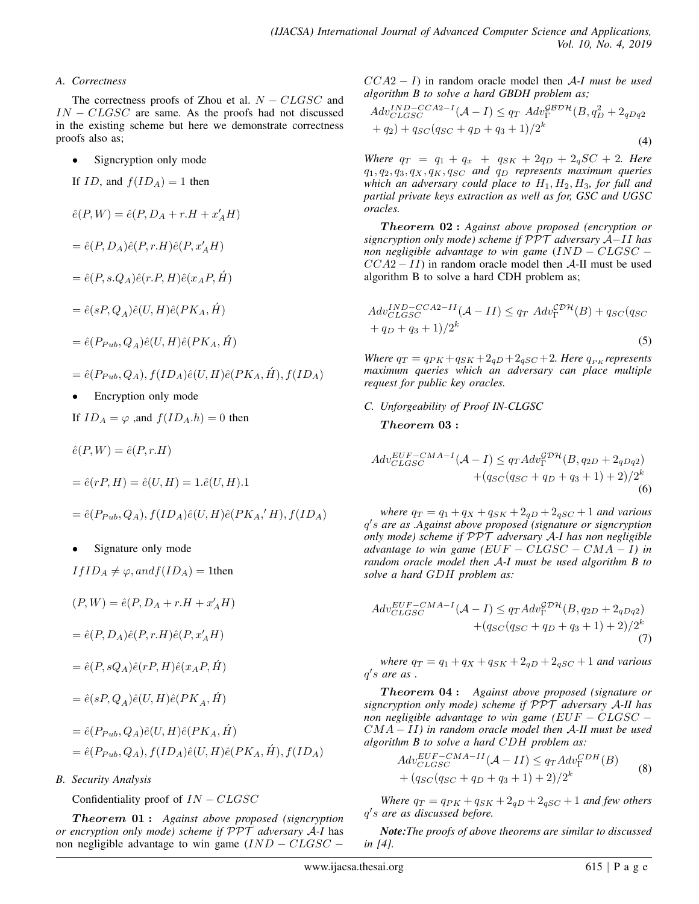### A. Correctness

The correctness proofs of Zhou et al. $N-CLGSC$ and $IN-CLGSC$ are same. As the proofs had not discussed in the existing scheme but here we demonstrate correctness proofs also as;

- Signcryption only mode

If $ID$, and $f(ID_A) = 1$ then

$$\hat{e}(P, W) = \hat{e}(P, D_A + r.H + x'_A H)$$

$$= \hat{e}(P, D_A)\hat{e}(P, r.H)\hat{e}(P, x'_A H)$$

$$= \hat{e}(P, s.Q_A)\hat{e}(r.P, H)\hat{e}(x_A P, \acute{H})$$

$$= \hat{e}(sP, Q_A)\hat{e}(U, H)\hat{e}(PK_A, \acute{H})$$

$$= \hat{e}(P_{Pub}, Q_A)\hat{e}(U, H)\hat{e}(PK_A, \acute{H})$$

$$= \hat{e}(P_{Pub}, Q_A), f(ID_A)\hat{e}(U, H)\hat{e}(PK_A, \acute{H}), f(ID_A)$$

- Encryption only mode

If $ID_A = \varphi$ ,and $f(ID_A.h) = 0$ then

$$\hat{e}(P, W) = \hat{e}(P, r.H)$$

$$= \hat{e}(rP, H) = \hat{e}(U, H) = 1.\hat{e}(U, H).1$$

$$= \hat{e}(P_{Pub}, Q_A), f(ID_A)\hat{e}(U, H)\hat{e}(PK_A,' H), f(ID_A)$$

- Signature only mode

$$If ID_A \neq \varphi, and f(ID_A) = 1 \text{then}$$

$$(P, W) = \hat{e}(P, D_A + r.H + x'_A H)$$

$$= \hat{e}(P, D_A)\hat{e}(P, r.H)\hat{e}(P, x'_A H)$$

$$= \hat{e}(P, sQ_A)\hat{e}(rP, H)\hat{e}(x_A P, \acute{H})$$

$$= \hat{e}(sP, Q_A)\hat{e}(U, H)\hat{e}(PK_A, \acute{H})$$

$$= \hat{e}(P_{Pub}, Q_A)\hat{e}(U, H)\hat{e}(PK_A, \acute{H})$$
$$= \hat{e}(P_{Pub}, Q_A), f(ID_A)\hat{e}(U, H)\hat{e}(PK_A, \acute{H}), f(ID_A)$$

### B. Security Analysis

Confidentiality proof of $IN-CLGSC$

***Theorem* 01 :** *Against above proposed (signcryption or encryption only mode) scheme if $\mathcal{PPT}$ adversary $\mathcal{A}$-I* has non negligible advantage to win game ($IND-CLGSC-CCA2-I$) *in random oracle model then $\mathcal{A}$-I must be used algorithm B to solve a hard GBDH problem as;*

$$Adv_{CLGSC}^{IND-CCA2-I}(\mathcal{A}-I) \leq q_T \ Adv_{\Gamma}^{\mathcal{GBDH}}(B, q_D^2 + 2_{qDq2} + q_2) + q_{SC}(q_{SC} + q_D + q_3 + 1)/2^k \tag{4}$$

*Where $q_T = q_1 + q_x + q_{SK} + 2q_D + 2_q SC + 2$. Here $q_1, q_2, q_3, q_X, q_K, q_{SC}$ and $q_D$ represents maximum queries which an adversary could place to $H_1, H_2, H_3$, for full and partial private keys extraction as well as for, GSC and UGSC oracles.*

***Theorem* 02 :** *Against above proposed (encryption or signcryption only mode) scheme if $\mathcal{PPT}$ adversary $\mathcal{A}-II$ has non negligible advantage to win game ($IND-CLGSC-CCA2-II$) in random oracle model then* $\mathcal{A}$-II must be used algorithm B to solve a hard CDH problem as;

$$Adv_{CLGSC}^{IND-CCA2-II}(\mathcal{A}-II) \leq q_T \ Adv_{\Gamma}^{\mathcal{CDH}}(B) + q_{SC}(q_{SC} + q_D + q_3 + 1)/2^k \tag{5}$$

*Where $q_T = q_{PK} + q_{SK} + 2_{qD} + 2_{qSC} + 2$. Here $q_{PK}$ represents maximum queries which an adversary can place multiple request for public key oracles.*

### C. Unforgeability of Proof IN-CLGSC

***Theorem* 03 :**

$$Adv_{CLGSC}^{EUF-CMA-I}(\mathcal{A}-I) \leq q_T Adv_{\Gamma}^{\mathcal{GDH}}(B, q_{2D} + 2_{qDq2}) + (q_{SC}(q_{SC} + q_D + q_3 + 1) + 2)/2^k \tag{6}$$

*where $q_T = q_1 + q_X + q_{SK} + 2_{qD} + 2_{qSC} + 1$ and various $q's$ are as .Against above proposed (signature or signcryption only mode) scheme if $\mathcal{PPT}$ adversary $\mathcal{A}$-I has non negligible advantage to win game ($EUF-CLGSC-CMA-I$) in random oracle model then $\mathcal{A}$-I must be used algorithm B to solve a hard $GDH$ problem as:*

$$Adv_{CLGSC}^{EUF-CMA-I}(\mathcal{A}-I) \leq q_T Adv_{\Gamma}^{\mathcal{GDH}}(B, q_{2D} + 2_{qDq2}) + (q_{SC}(q_{SC} + q_D + q_3 + 1) + 2)/2^k \tag{7}$$

*where $q_T = q_1 + q_X + q_{SK} + 2_{qD} + 2_{qSC} + 1$ and various $q's$ are as .*

***Theorem* 04 :** *Against above proposed (signature or signcryption only mode) scheme if $\mathcal{PPT}$ adversary $\mathcal{A}$-II has non negligible advantage to win game ($EUF-CLGSC-CMA-II$) in random oracle model then $\mathcal{A}$-II must be used algorithm B to solve a hard $CDH$ problem as:*

$$Adv_{CLGSC}^{EUF-CMA-II}(\mathcal{A}-II) \leq q_T Adv_{\Gamma}^{CDH}(B) + (q_{SC}(q_{SC} + q_D + q_3 + 1) + 2)/2^k \tag{8}$$

*Where $q_T = q_{PK} + q_{SK} + 2_{qD} + 2_{qSC} + 1$ and few others $q's$ are as discussed before.*

***Note:****The proofs of above theorems are similar to discussed in [4].*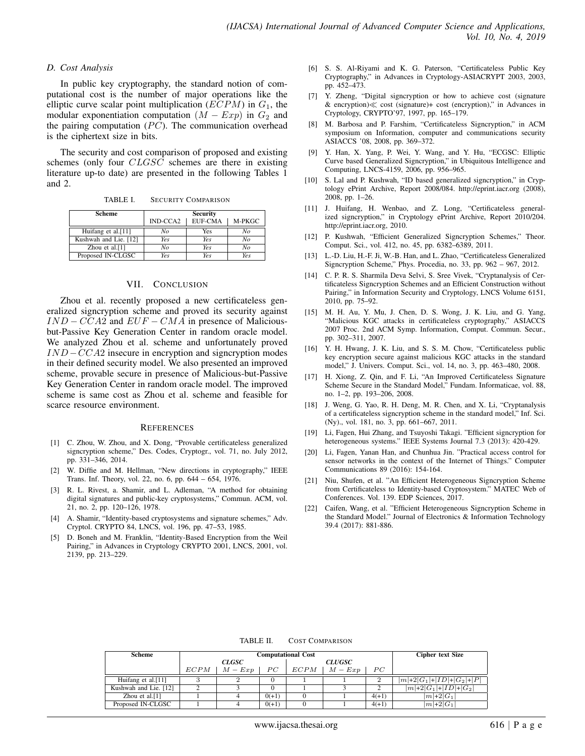### D. Cost Analysis

In public key cryptography, the standard notion of computational cost is the number of major operations like the elliptic curve scalar point multiplication ($ECPM$) in $G_1$, the modular exponentiation computation ($M - Exp$) in $G_2$ and the pairing computation ($PC$). The communication overhead is the ciphertext size in bits.

The security and cost comparison of proposed and existing schemes (only four $CLGSC$ schemes are there in existing literature up-to date) are presented in the following Tables 1 and 2.

TABLE I. SECURITY COMPARISON

| Scheme | Security | | |
|---|---|---|---|
| | IND-CCA2 | EUF-CMA | M-PKGC |
| Huifang et al.[11] | *No* | Yes | *No* |
| Kushwah and Lie. [12] | *Yes* | *Yes* | *No* |
| Zhou et al.[1] | *No* | *Yes* | *No* |
| Proposed IN-CLGSC | *Yes* | *Yes* | *Yes* |

## VII. CONCLUSION

Zhou et al. recently proposed a new certificateless generalized signcryption scheme and proved its security against $IND-CCA2$ and $EUF-CMA$ in presence of Malicious-but-Passive Key Generation Center in random oracle model. We analyzed Zhou et al. scheme and unfortunately proved $IND-CCA2$ insecure in encryption and signcryption modes in their defined security model. We also presented an improved scheme, provable secure in presence of Malicious-but-Passive Key Generation Center in random oracle model. The improved scheme is same cost as Zhou et al. scheme and feasible for scarce resource environment.

## REFERENCES

[1] C. Zhou, W. Zhou, and X. Dong, "Provable certificateless generalized signcryption scheme," Des. Codes, Cryptogr., vol. 71, no. July 2012, pp. 331–346, 2014.

[2] W. Diffie and M. Hellman, "New directions in cryptography," IEEE Trans. Inf. Theory, vol. 22, no. 6, pp. 644 – 654, 1976.

[3] R. L. Rivest, a. Shamir, and L. Adleman, "A method for obtaining digital signatures and public-key cryptosystems," Commun. ACM, vol. 21, no. 2, pp. 120–126, 1978.

[4] A. Shamir, "Identity-based cryptosystems and signature schemes," Adv. Cryptol. CRYPTO 84, LNCS, vol. 196, pp. 47–53, 1985.

[5] D. Boneh and M. Franklin, "Identity-Based Encryption from the Weil Pairing," in Advances in Cryptology CRYPTO 2001, LNCS, 2001, vol. 2139, pp. 213–229.

[6] S. S. Al-Riyami and K. G. Paterson, "Certificateless Public Key Cryptography," in Advances in Cryptology-ASIACRYPT 2003, 2003, pp. 452–473.

[7] Y. Zheng, "Digital signcryption or how to achieve cost (signature & encryption)≪ cost (signature)+ cost (encryption)," in Advances in Cryptology, CRYPTO'97, 1997, pp. 165–179.

[8] M. Barbosa and P. Farshim, "Certificateless Signcryption," in ACM symposium on Information, computer and communications security ASIACCS '08, 2008, pp. 369–372.

[9] Y. Han, X. Yang, P. Wei, Y. Wang, and Y. Hu, "ECGSC: Elliptic Curve based Generalized Signcryption," in Ubiquitous Intelligence and Computing, LNCS-4159, 2006, pp. 956–965.

[10] S. Lal and P. Kushwah, "ID based generalized signcryption," in Cryptology ePrint Archive, Report 2008/084. http://eprint.iacr.org (2008), 2008, pp. 1–26.

[11] J. Huifang, H. Wenbao, and Z. Long, "Certificateless generalized signcryption," in Cryptology ePrint Archive, Report 2010/204. http://eprint.iacr.org, 2010.

[12] P. Kushwah, "Efficient Generalized Signcryption Schemes," Theor. Comput. Sci., vol. 412, no. 45, pp. 6382–6389, 2011.

[13] L.-D. Liu, H.-F. Ji, W.-B. Han, and L. Zhao, "Certificateless Generalized Signcryption Scheme," Phys. Procedia, no. 33, pp. 962 – 967, 2012.

[14] C. P. R. S. Sharmila Deva Selvi, S. Sree Vivek, "Cryptanalysis of Certificateless Signcryption Schemes and an Efficient Construction without Pairing," in Information Security and Cryptology, LNCS Volume 6151, 2010, pp. 75–92.

[15] M. H. Au, Y. Mu, J. Chen, D. S. Wong, J. K. Liu, and G. Yang, "Malicious KGC attacks in certificateless cryptography," ASIACCS 2007 Proc. 2nd ACM Symp. Information, Comput. Commun. Secur., pp. 302–311, 2007.

[16] Y. H. Hwang, J. K. Liu, and S. S. M. Chow, "Certificateless public key encryption secure against malicious KGC attacks in the standard model," J. Univers. Comput. Sci., vol. 14, no. 3, pp. 463–480, 2008.

[17] H. Xiong, Z. Qin, and F. Li, "An Improved Certificateless Signature Scheme Secure in the Standard Model," Fundam. Informaticae, vol. 88, no. 1–2, pp. 193–206, 2008.

[18] J. Weng, G. Yao, R. H. Deng, M. R. Chen, and X. Li, "Cryptanalysis of a certificateless signcryption scheme in the standard model," Inf. Sci. (Ny)., vol. 181, no. 3, pp. 661–667, 2011.

[19] Li, Fagen, Hui Zhang, and Tsuyoshi Takagi. "Efficient signcryption for heterogeneous systems." IEEE Systems Journal 7.3 (2013): 420-429.

[20] Li, Fagen, Yanan Han, and Chunhua Jin. "Practical access control for sensor networks in the context of the Internet of Things." Computer Communications 89 (2016): 154-164.

[21] Niu, Shufen, et al. "An Efficient Heterogeneous Signcryption Scheme from Certificateless to Identity-based Cryptosystem." MATEC Web of Conferences. Vol. 139. EDP Sciences, 2017.

[22] Caifen, Wang, et al. "Efficient Heterogeneous Signcryption Scheme in the Standard Model." Journal of Electronics & Information Technology 39.4 (2017): 881-886.

TABLE II. COST COMPARISON

| Scheme | Computational Cost | | | | | | Cipher text Size |
|---|---|---|---|---|---|---|---|
| | *CLGSC* | | | *CLUGSC* | | | |
| | $ECPM$ | $M - Exp$ | $PC$ | $ECPM$ | $M - Exp$ | $PC$ | |
| Huifang et al.[11] | 3 | 2 | 0 | 1 | 1 | 2 | $\|m\|+2\|G_1\|+\|ID\|+\|G_2\|+\|P\|$ |
| Kushwah and Lie. [12] | 2 | 3 | 0 | 1 | 3 | 2 | $\|m\|+2\|G_1\|+\|ID\|+\|G_2\|$ |
| Zhou et al.[1] | 1 | 4 | 0(+1) | 0 | 1 | 4(+1) | $\|m\|+2\|G_1\|$ |
| Proposed IN-CLGSC | 1 | 4 | 0(+1) | 0 | 1 | 4(+1) | $\|m\|+2\|G_1\|$ |